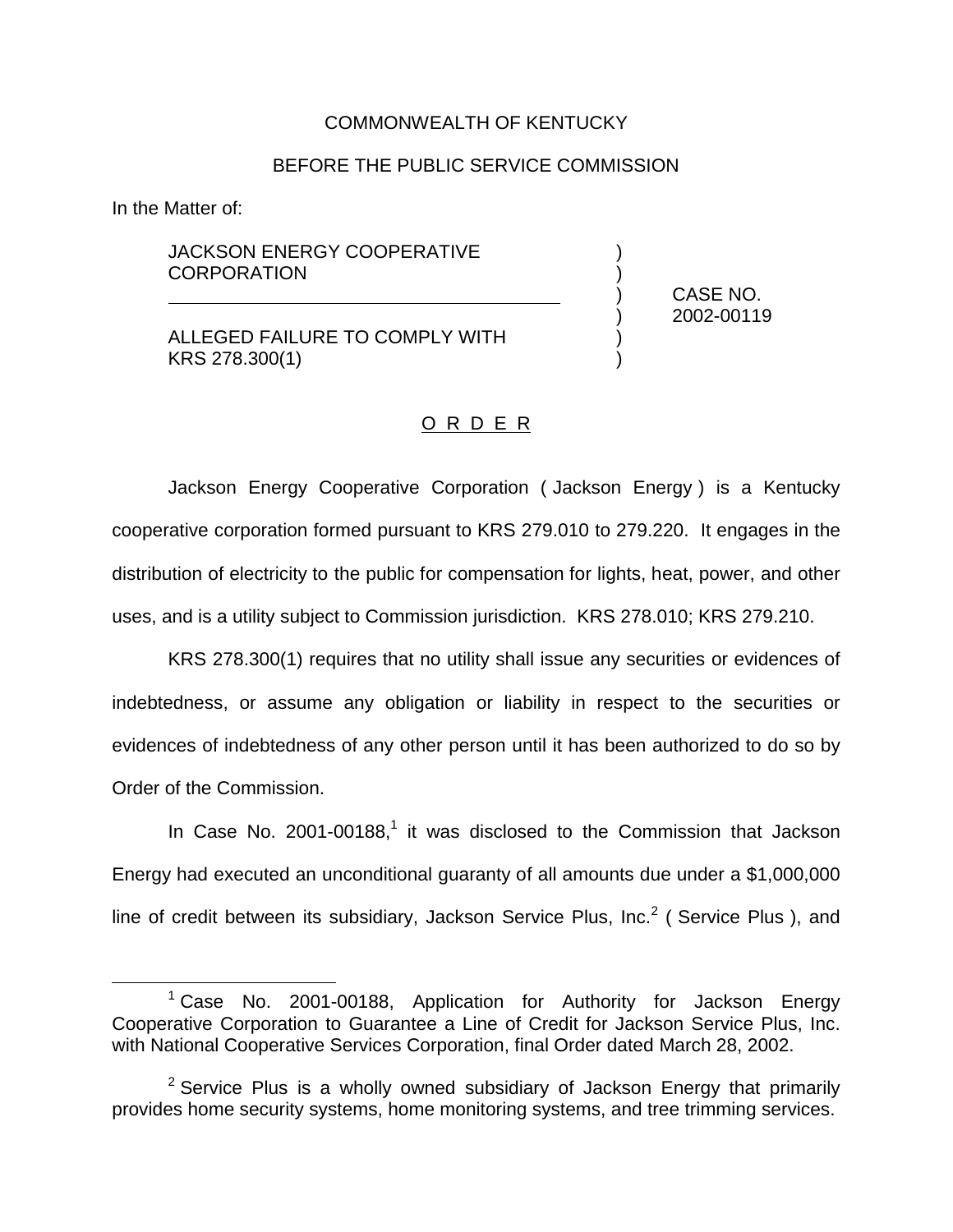COMMONWEALTH OF KENTUCKY

BEFORE THE PUBLIC SERVICE COMMISSION

In the Matter of:

| | | |
|---|---|---|
| JACKSON ENERGY COOPERATIVE CORPORATION | ) | |
| | ) | CASE NO. |
| ALLEGED FAILURE TO COMPLY WITH KRS 278.300(1) | ) | 2002-00119 |

O R D E R

Jackson Energy Cooperative Corporation ( Jackson Energy ) is a Kentucky cooperative corporation formed pursuant to KRS 279.010 to 279.220. It engages in the distribution of electricity to the public for compensation for lights, heat, power, and other uses, and is a utility subject to Commission jurisdiction. KRS 278.010; KRS 279.210.

KRS 278.300(1) requires that no utility shall issue any securities or evidences of indebtedness, or assume any obligation or liability in respect to the securities or evidences of indebtedness of any other person until it has been authorized to do so by Order of the Commission.

In Case No. 2001-00188,[1] it was disclosed to the Commission that Jackson Energy had executed an unconditional guaranty of all amounts due under a $1,000,000 line of credit between its subsidiary, Jackson Service Plus, Inc.[2] ( Service Plus ), and

[1] Case No. 2001-00188, Application for Authority for Jackson Energy Cooperative Corporation to Guarantee a Line of Credit for Jackson Service Plus, Inc. with National Cooperative Services Corporation, final Order dated March 28, 2002.

[2] Service Plus is a wholly owned subsidiary of Jackson Energy that primarily provides home security systems, home monitoring systems, and tree trimming services.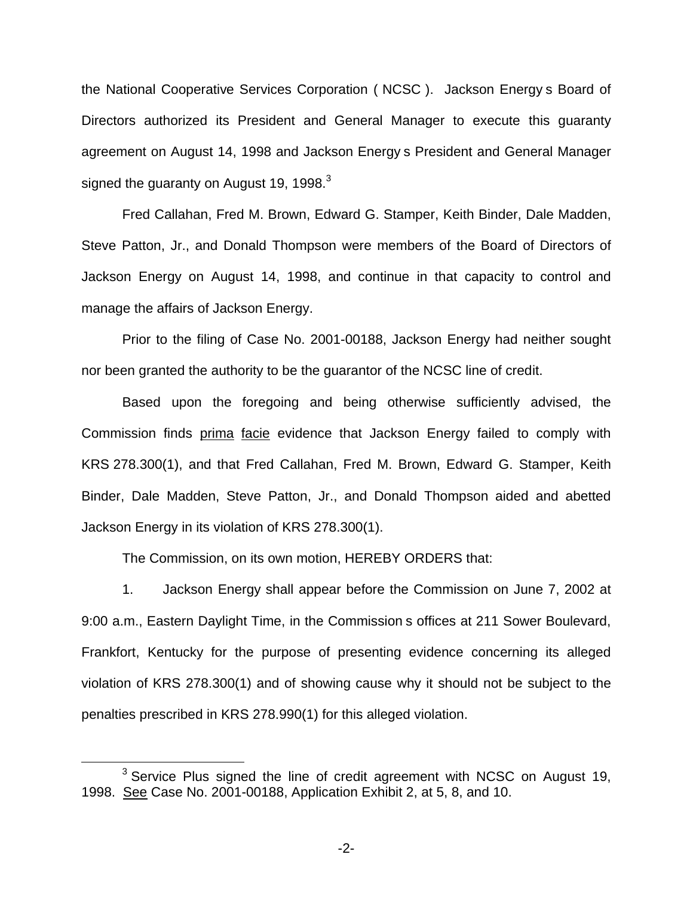the National Cooperative Services Corporation ( NCSC ). Jackson Energy s Board of Directors authorized its President and General Manager to execute this guaranty agreement on August 14, 1998 and Jackson Energy s President and General Manager signed the guaranty on August 19, 1998.[3]

Fred Callahan, Fred M. Brown, Edward G. Stamper, Keith Binder, Dale Madden, Steve Patton, Jr., and Donald Thompson were members of the Board of Directors of Jackson Energy on August 14, 1998, and continue in that capacity to control and manage the affairs of Jackson Energy.

Prior to the filing of Case No. 2001-00188, Jackson Energy had neither sought nor been granted the authority to be the guarantor of the NCSC line of credit.

Based upon the foregoing and being otherwise sufficiently advised, the Commission finds prima facie evidence that Jackson Energy failed to comply with KRS 278.300(1), and that Fred Callahan, Fred M. Brown, Edward G. Stamper, Keith Binder, Dale Madden, Steve Patton, Jr., and Donald Thompson aided and abetted Jackson Energy in its violation of KRS 278.300(1).

The Commission, on its own motion, HEREBY ORDERS that:

1. Jackson Energy shall appear before the Commission on June 7, 2002 at 9:00 a.m., Eastern Daylight Time, in the Commission s offices at 211 Sower Boulevard, Frankfort, Kentucky for the purpose of presenting evidence concerning its alleged violation of KRS 278.300(1) and of showing cause why it should not be subject to the penalties prescribed in KRS 278.990(1) for this alleged violation.

---

[3] Service Plus signed the line of credit agreement with NCSC on August 19, 1998. See Case No. 2001-00188, Application Exhibit 2, at 5, 8, and 10.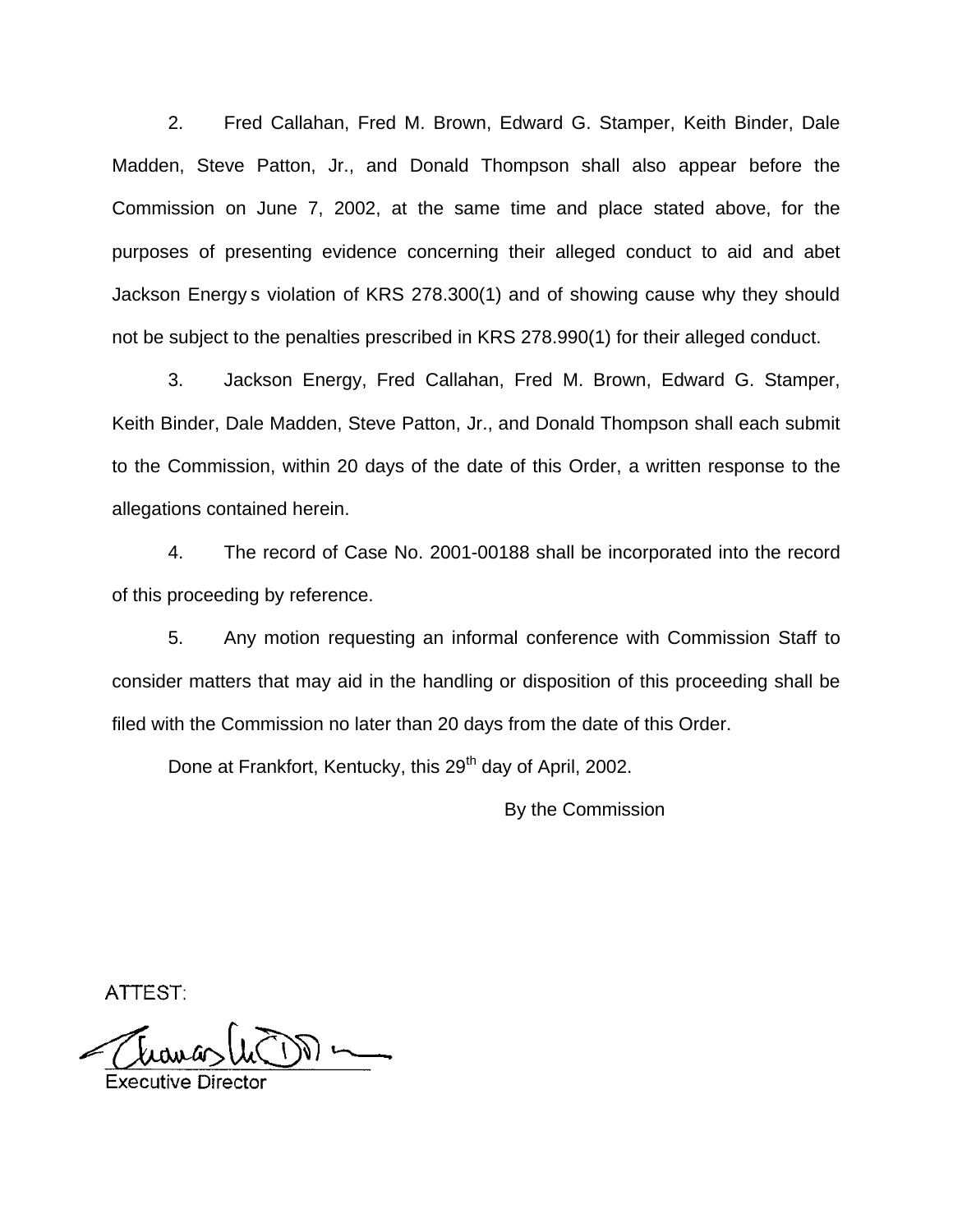2. Fred Callahan, Fred M. Brown, Edward G. Stamper, Keith Binder, Dale Madden, Steve Patton, Jr., and Donald Thompson shall also appear before the Commission on June 7, 2002, at the same time and place stated above, for the purposes of presenting evidence concerning their alleged conduct to aid and abet Jackson Energy s violation of KRS 278.300(1) and of showing cause why they should not be subject to the penalties prescribed in KRS 278.990(1) for their alleged conduct.

3. Jackson Energy, Fred Callahan, Fred M. Brown, Edward G. Stamper, Keith Binder, Dale Madden, Steve Patton, Jr., and Donald Thompson shall each submit to the Commission, within 20 days of the date of this Order, a written response to the allegations contained herein.

4. The record of Case No. 2001-00188 shall be incorporated into the record of this proceeding by reference.

5. Any motion requesting an informal conference with Commission Staff to consider matters that may aid in the handling or disposition of this proceeding shall be filed with the Commission no later than 20 days from the date of this Order.

Done at Frankfort, Kentucky, this 29th day of April, 2002.

By the Commission

ATTEST:

Executive Director